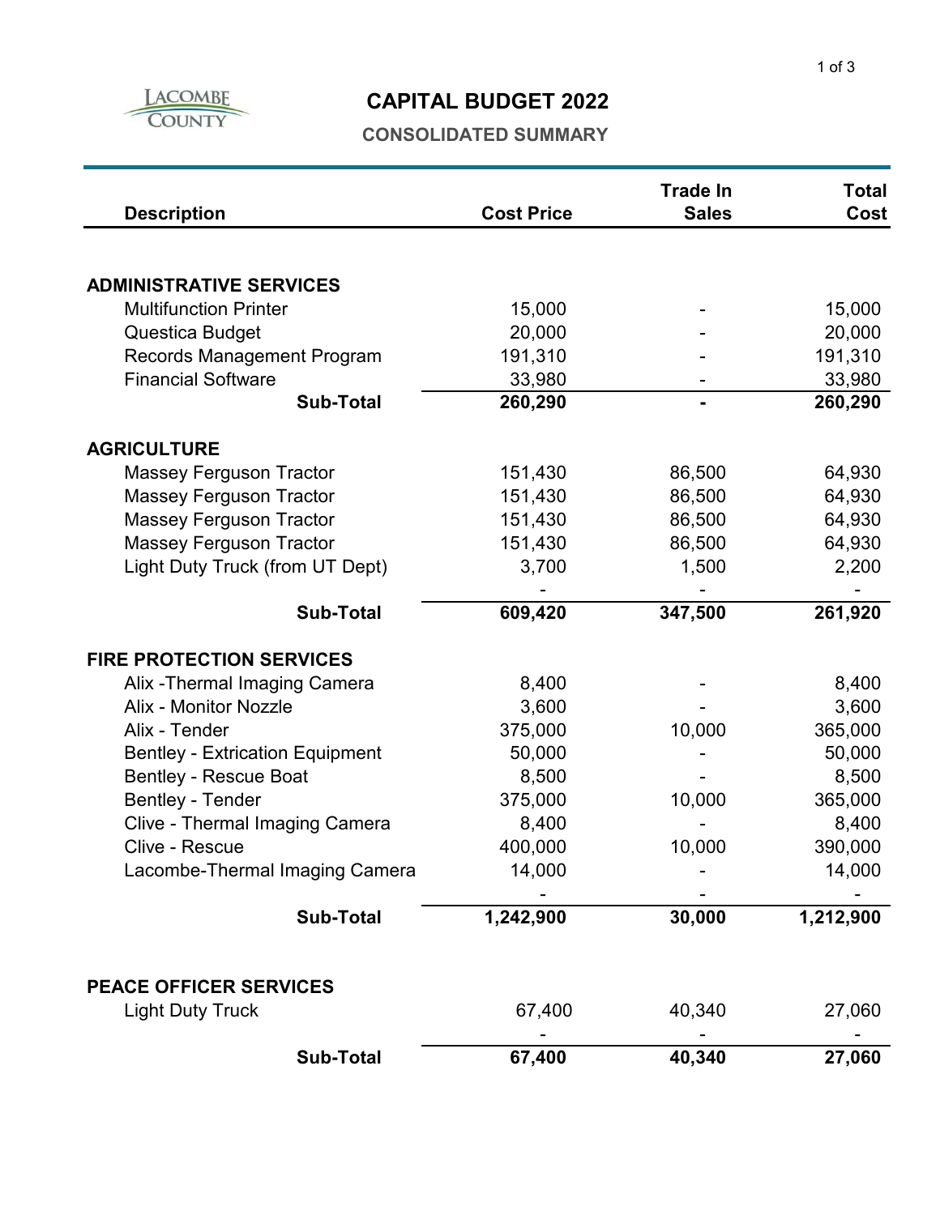# CAPITAL BUDGET 2022

## CONSOLIDATED SUMMARY

| Description | Cost Price | Trade In Sales | Total Cost |
|---|---|---|---|
| **ADMINISTRATIVE SERVICES** | | | |
| Multifunction Printer | 15,000 | - | 15,000 |
| Questica Budget | 20,000 | - | 20,000 |
| Records Management Program | 191,310 | - | 191,310 |
| Financial Software | 33,980 | - | 33,980 |
| **Sub-Total** | **260,290** | **-** | **260,290** |
| **AGRICULTURE** | | | |
| Massey Ferguson Tractor | 151,430 | 86,500 | 64,930 |
| Massey Ferguson Tractor | 151,430 | 86,500 | 64,930 |
| Massey Ferguson Tractor | 151,430 | 86,500 | 64,930 |
| Massey Ferguson Tractor | 151,430 | 86,500 | 64,930 |
| Light Duty Truck (from UT Dept) | 3,700 | 1,500 | 2,200 |
| | - | - | - |
| **Sub-Total** | **609,420** | **347,500** | **261,920** |
| **FIRE PROTECTION SERVICES** | | | |
| Alix -Thermal Imaging Camera | 8,400 | - | 8,400 |
| Alix - Monitor Nozzle | 3,600 | - | 3,600 |
| Alix - Tender | 375,000 | 10,000 | 365,000 |
| Bentley - Extrication Equipment | 50,000 | - | 50,000 |
| Bentley - Rescue Boat | 8,500 | - | 8,500 |
| Bentley - Tender | 375,000 | 10,000 | 365,000 |
| Clive - Thermal Imaging Camera | 8,400 | - | 8,400 |
| Clive - Rescue | 400,000 | 10,000 | 390,000 |
| Lacombe-Thermal Imaging Camera | 14,000 | - | 14,000 |
| | - | - | - |
| **Sub-Total** | **1,242,900** | **30,000** | **1,212,900** |
| **PEACE OFFICER SERVICES** | | | |
| Light Duty Truck | 67,400 | 40,340 | 27,060 |
| | - | - | - |
| **Sub-Total** | **67,400** | **40,340** | **27,060** |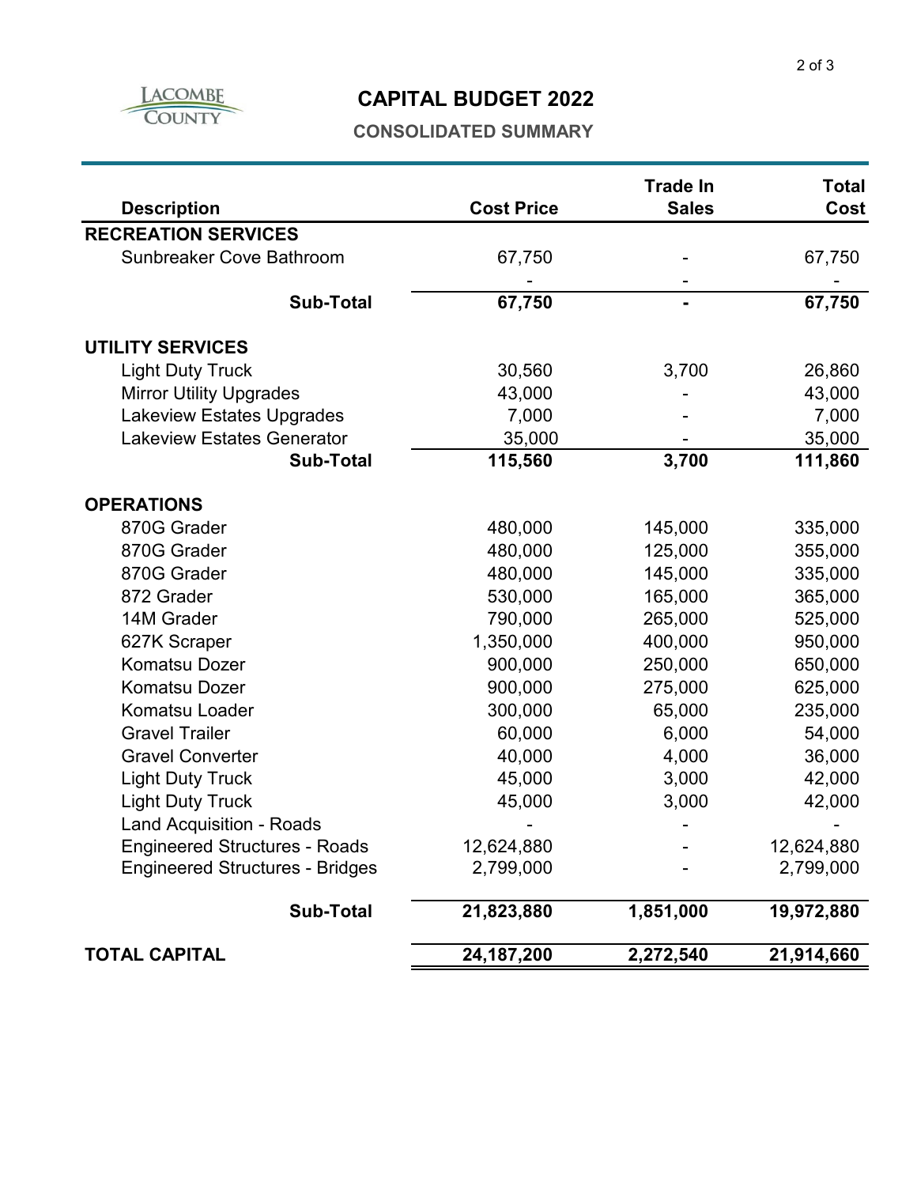Lacombe County

# CAPITAL BUDGET 2022

## CONSOLIDATED SUMMARY

| Description | Cost Price | Trade In Sales | Total Cost |
|---|---|---|---|
| **RECREATION SERVICES** | | | |
| Sunbreaker Cove Bathroom | 67,750 | - | 67,750 |
| | - | - | - |
| **Sub-Total** | **67,750** | **-** | **67,750** |
| **UTILITY SERVICES** | | | |
| Light Duty Truck | 30,560 | 3,700 | 26,860 |
| Mirror Utility Upgrades | 43,000 | - | 43,000 |
| Lakeview Estates Upgrades | 7,000 | - | 7,000 |
| Lakeview Estates Generator | 35,000 | - | 35,000 |
| **Sub-Total** | **115,560** | **3,700** | **111,860** |
| **OPERATIONS** | | | |
| 870G Grader | 480,000 | 145,000 | 335,000 |
| 870G Grader | 480,000 | 125,000 | 355,000 |
| 870G Grader | 480,000 | 145,000 | 335,000 |
| 872 Grader | 530,000 | 165,000 | 365,000 |
| 14M Grader | 790,000 | 265,000 | 525,000 |
| 627K Scraper | 1,350,000 | 400,000 | 950,000 |
| Komatsu Dozer | 900,000 | 250,000 | 650,000 |
| Komatsu Dozer | 900,000 | 275,000 | 625,000 |
| Komatsu Loader | 300,000 | 65,000 | 235,000 |
| Gravel Trailer | 60,000 | 6,000 | 54,000 |
| Gravel Converter | 40,000 | 4,000 | 36,000 |
| Light Duty Truck | 45,000 | 3,000 | 42,000 |
| Light Duty Truck | 45,000 | 3,000 | 42,000 |
| Land Acquisition - Roads | - | - | - |
| Engineered Structures - Roads | 12,624,880 | - | 12,624,880 |
| Engineered Structures - Bridges | 2,799,000 | - | 2,799,000 |
| **Sub-Total** | **21,823,880** | **1,851,000** | **19,972,880** |
| **TOTAL CAPITAL** | **24,187,200** | **2,272,540** | **21,914,660** |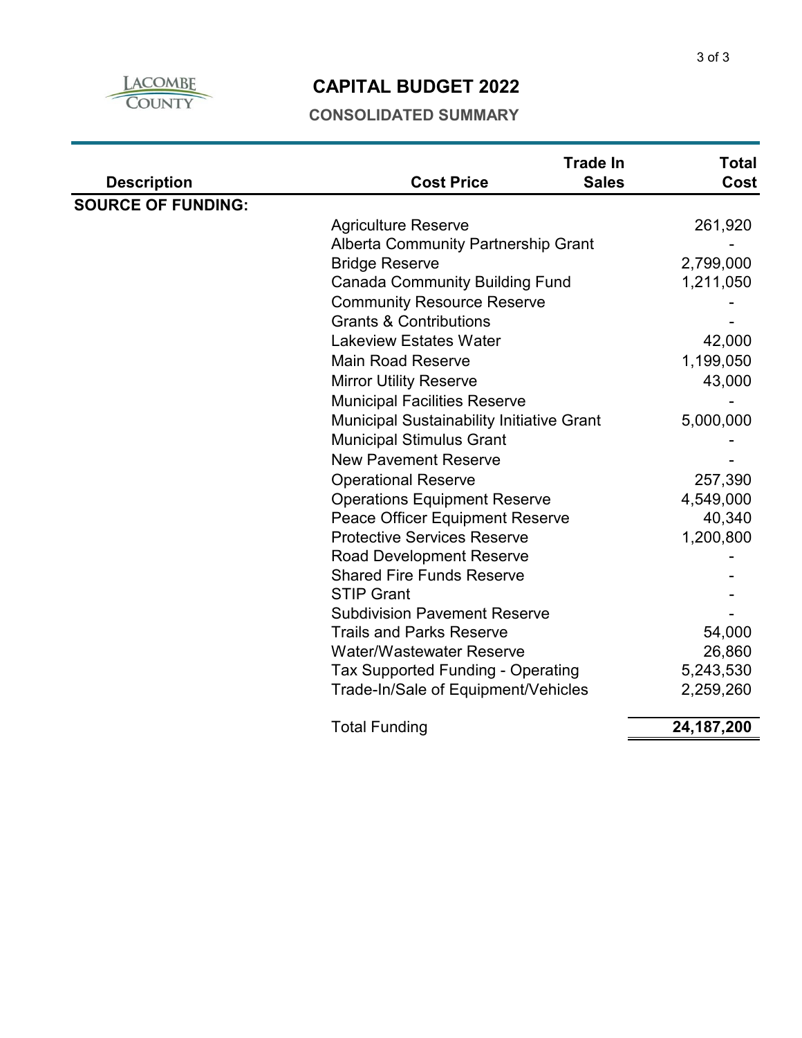# CAPITAL BUDGET 2022

## CONSOLIDATED SUMMARY

| Description | Cost Price | Trade In Sales | Total Cost |
|---|---|---|---|
| **SOURCE OF FUNDING:** | | | |
| | Agriculture Reserve | | 261,920 |
| | Alberta Community Partnership Grant | | - |
| | Bridge Reserve | | 2,799,000 |
| | Canada Community Building Fund | | 1,211,050 |
| | Community Resource Reserve | | - |
| | Grants & Contributions | | - |
| | Lakeview Estates Water | | 42,000 |
| | Main Road Reserve | | 1,199,050 |
| | Mirror Utility Reserve | | 43,000 |
| | Municipal Facilities Reserve | | - |
| | Municipal Sustainability Initiative Grant | | 5,000,000 |
| | Municipal Stimulus Grant | | - |
| | New Pavement Reserve | | - |
| | Operational Reserve | | 257,390 |
| | Operations Equipment Reserve | | 4,549,000 |
| | Peace Officer Equipment Reserve | | 40,340 |
| | Protective Services Reserve | | 1,200,800 |
| | Road Development Reserve | | - |
| | Shared Fire Funds Reserve | | - |
| | STIP Grant | | - |
| | Subdivision Pavement Reserve | | - |
| | Trails and Parks Reserve | | 54,000 |
| | Water/Wastewater Reserve | | 26,860 |
| | Tax Supported Funding - Operating | | 5,243,530 |
| | Trade-In/Sale of Equipment/Vehicles | | 2,259,260 |
| | Total Funding | | **24,187,200** |